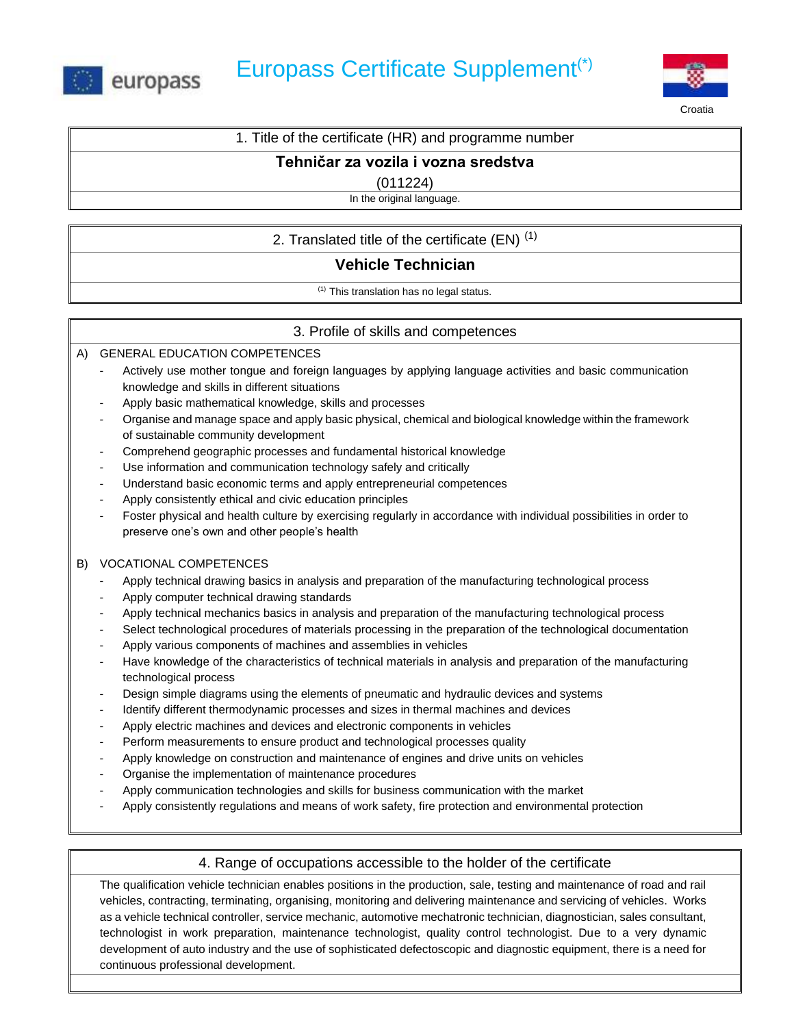europass

# Europass Certificate Supplement(*)

Croatia

## 1. Title of the certificate (HR) and programme number

**Tehničar za vozila i vozna sredstva**

(011224)

In the original language.

## 2. Translated title of the certificate (EN) (1)

**Vehicle Technician**

(1) This translation has no legal status.

## 3. Profile of skills and competences

A) GENERAL EDUCATION COMPETENCES

- Actively use mother tongue and foreign languages by applying language activities and basic communication knowledge and skills in different situations
- Apply basic mathematical knowledge, skills and processes
- Organise and manage space and apply basic physical, chemical and biological knowledge within the framework of sustainable community development
- Comprehend geographic processes and fundamental historical knowledge
- Use information and communication technology safely and critically
- Understand basic economic terms and apply entrepreneurial competences
- Apply consistently ethical and civic education principles
- Foster physical and health culture by exercising regularly in accordance with individual possibilities in order to preserve one's own and other people's health

B) VOCATIONAL COMPETENCES

- Apply technical drawing basics in analysis and preparation of the manufacturing technological process
- Apply computer technical drawing standards
- Apply technical mechanics basics in analysis and preparation of the manufacturing technological process
- Select technological procedures of materials processing in the preparation of the technological documentation
- Apply various components of machines and assemblies in vehicles
- Have knowledge of the characteristics of technical materials in analysis and preparation of the manufacturing technological process
- Design simple diagrams using the elements of pneumatic and hydraulic devices and systems
- Identify different thermodynamic processes and sizes in thermal machines and devices
- Apply electric machines and devices and electronic components in vehicles
- Perform measurements to ensure product and technological processes quality
- Apply knowledge on construction and maintenance of engines and drive units on vehicles
- Organise the implementation of maintenance procedures
- Apply communication technologies and skills for business communication with the market
- Apply consistently regulations and means of work safety, fire protection and environmental protection

## 4. Range of occupations accessible to the holder of the certificate

The qualification vehicle technician enables positions in the production, sale, testing and maintenance of road and rail vehicles, contracting, terminating, organising, monitoring and delivering maintenance and servicing of vehicles. Works as a vehicle technical controller, service mechanic, automotive mechatronic technician, diagnostician, sales consultant, technologist in work preparation, maintenance technologist, quality control technologist. Due to a very dynamic development of auto industry and the use of sophisticated defectoscopic and diagnostic equipment, there is a need for continuous professional development.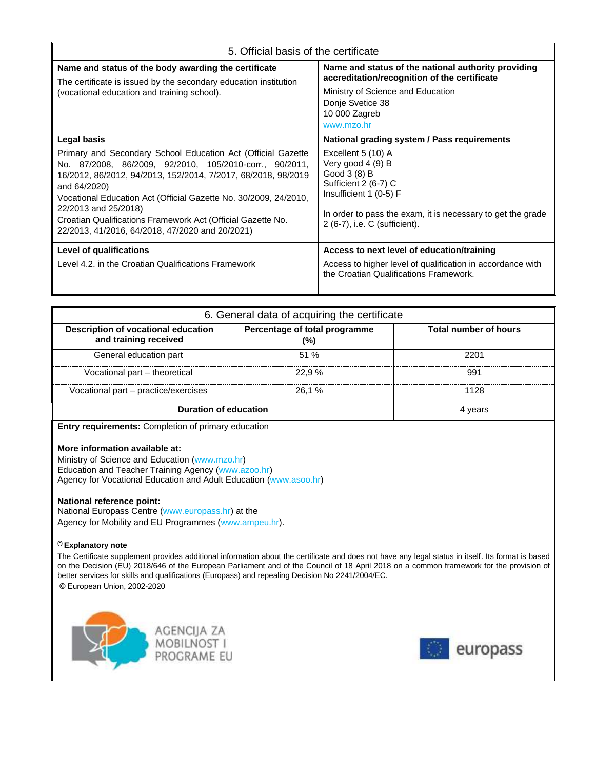## 5. Official basis of the certificate

| Name and status of the body awarding the certificate | Name and status of the national authority providing accreditation/recognition of the certificate |
|---|---|
| The certificate is issued by the secondary education institution (vocational education and training school). | Ministry of Science and Education<br>Donje Svetice 38<br>10 000 Zagreb<br>www.mzo.hr |
| **Legal basis** | **National grading system / Pass requirements** |
| Primary and Secondary School Education Act (Official Gazette No. 87/2008, 86/2009, 92/2010, 105/2010-corr., 90/2011, 16/2012, 86/2012, 94/2013, 152/2014, 7/2017, 68/2018, 98/2019 and 64/2020)<br>Vocational Education Act (Official Gazette No. 30/2009, 24/2010, 22/2013 and 25/2018)<br>Croatian Qualifications Framework Act (Official Gazette No. 22/2013, 41/2016, 64/2018, 47/2020 and 20/2021) | Excellent 5 (10) A<br>Very good 4 (9) B<br>Good 3 (8) B<br>Sufficient 2 (6-7) C<br>Insufficient 1 (0-5) F<br><br>In order to pass the exam, it is necessary to get the grade 2 (6-7), i.e. C (sufficient). |
| **Level of qualifications** | **Access to next level of education/training** |
| Level 4.2. in the Croatian Qualifications Framework | Access to higher level of qualification in accordance with the Croatian Qualifications Framework. |

## 6. General data of acquiring the certificate

| Description of vocational education and training received | Percentage of total programme (%) | Total number of hours |
|---|---|---|
| General education part | 51 % | 2201 |
| Vocational part – theoretical | 22,9 % | 991 |
| Vocational part – practice/exercises | 26,1 % | 1128 |
| **Duration of education** | | 4 years |

**Entry requirements:** Completion of primary education

**More information available at:**
Ministry of Science and Education (www.mzo.hr)
Education and Teacher Training Agency (www.azoo.hr)
Agency for Vocational Education and Adult Education (www.asoo.hr)

**National reference point:**
National Europass Centre (www.europass.hr) at the
Agency for Mobility and EU Programmes (www.ampeu.hr).

**(\*) Explanatory note**

The Certificate supplement provides additional information about the certificate and does not have any legal status in itself. Its format is based on the Decision (EU) 2018/646 of the European Parliament and of the Council of 18 April 2018 on a common framework for the provision of better services for skills and qualifications (Europass) and repealing Decision No 2241/2004/EC.

© European Union, 2002-2020

AGENCIJA ZA MOBILNOST I PROGRAME EU

europass